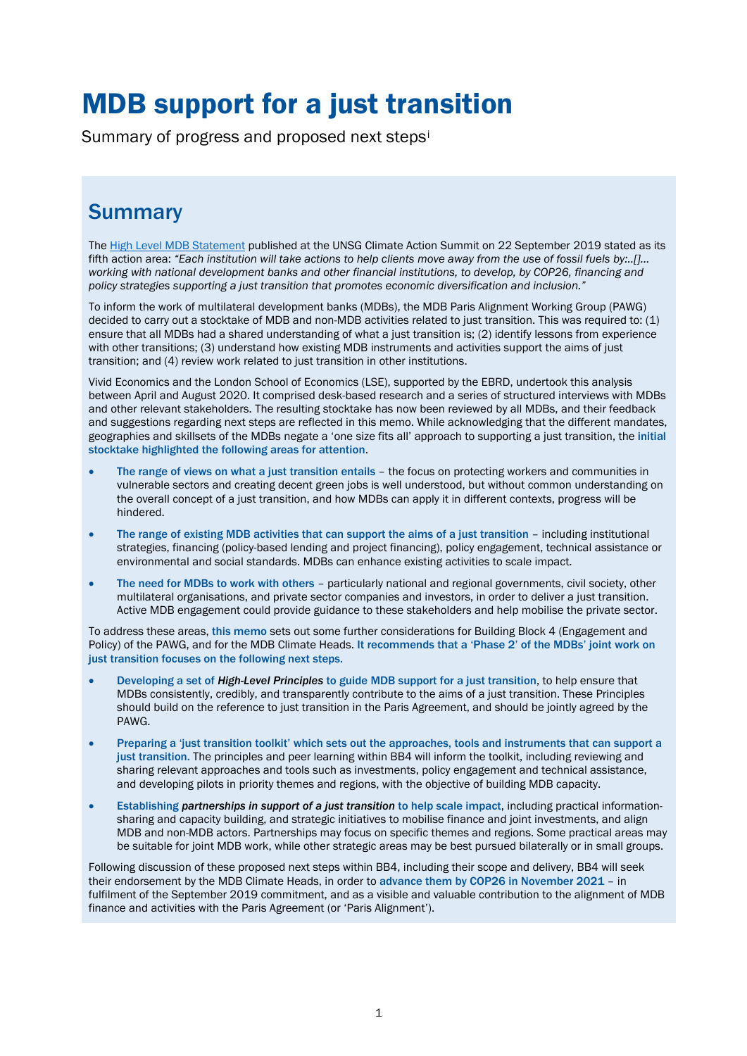# MDB support for a just transition

Summary of progress and proposed next steps[i]

## Summary

The High Level MDB Statement published at the UNSG Climate Action Summit on 22 September 2019 stated as its fifth action area: *"Each institution will take actions to help clients move away from the use of fossil fuels by:..[]... working with national development banks and other financial institutions, to develop, by COP26, financing and policy strategies supporting a just transition that promotes economic diversification and inclusion."*

To inform the work of multilateral development banks (MDBs), the MDB Paris Alignment Working Group (PAWG) decided to carry out a stocktake of MDB and non-MDB activities related to just transition. This was required to: (1) ensure that all MDBs had a shared understanding of what a just transition is; (2) identify lessons from experience with other transitions; (3) understand how existing MDB instruments and activities support the aims of just transition; and (4) review work related to just transition in other institutions.

Vivid Economics and the London School of Economics (LSE), supported by the EBRD, undertook this analysis between April and August 2020. It comprised desk-based research and a series of structured interviews with MDBs and other relevant stakeholders. The resulting stocktake has now been reviewed by all MDBs, and their feedback and suggestions regarding next steps are reflected in this memo. While acknowledging that the different mandates, geographies and skillsets of the MDBs negate a 'one size fits all' approach to supporting a just transition, the **initial stocktake highlighted the following areas for attention**.

- **The range of views on what a just transition entails** – the focus on protecting workers and communities in vulnerable sectors and creating decent green jobs is well understood, but without common understanding on the overall concept of a just transition, and how MDBs can apply it in different contexts, progress will be hindered.
- **The range of existing MDB activities that can support the aims of a just transition** – including institutional strategies, financing (policy-based lending and project financing), policy engagement, technical assistance or environmental and social standards. MDBs can enhance existing activities to scale impact.
- **The need for MDBs to work with others** – particularly national and regional governments, civil society, other multilateral organisations, and private sector companies and investors, in order to deliver a just transition. Active MDB engagement could provide guidance to these stakeholders and help mobilise the private sector.

To address these areas, **this memo** sets out some further considerations for Building Block 4 (Engagement and Policy) of the PAWG, and for the MDB Climate Heads. **It recommends that a 'Phase 2' of the MDBs' joint work on just transition focuses on the following next steps.**

- **Developing a set of *High-Level Principles* to guide MDB support for a just transition**, to help ensure that MDBs consistently, credibly, and transparently contribute to the aims of a just transition. These Principles should build on the reference to just transition in the Paris Agreement, and should be jointly agreed by the PAWG.
- **Preparing a 'just transition toolkit' which sets out the approaches, tools and instruments that can support a just transition.** The principles and peer learning within BB4 will inform the toolkit, including reviewing and sharing relevant approaches and tools such as investments, policy engagement and technical assistance, and developing pilots in priority themes and regions, with the objective of building MDB capacity.
- **Establishing *partnerships in support of a just transition* to help scale impact**, including practical information-sharing and capacity building, and strategic initiatives to mobilise finance and joint investments, and align MDB and non-MDB actors. Partnerships may focus on specific themes and regions. Some practical areas may be suitable for joint MDB work, while other strategic areas may be best pursued bilaterally or in small groups.

Following discussion of these proposed next steps within BB4, including their scope and delivery, BB4 will seek their endorsement by the MDB Climate Heads, in order to **advance them by COP26 in November 2021** – in fulfilment of the September 2019 commitment, and as a visible and valuable contribution to the alignment of MDB finance and activities with the Paris Agreement (or 'Paris Alignment').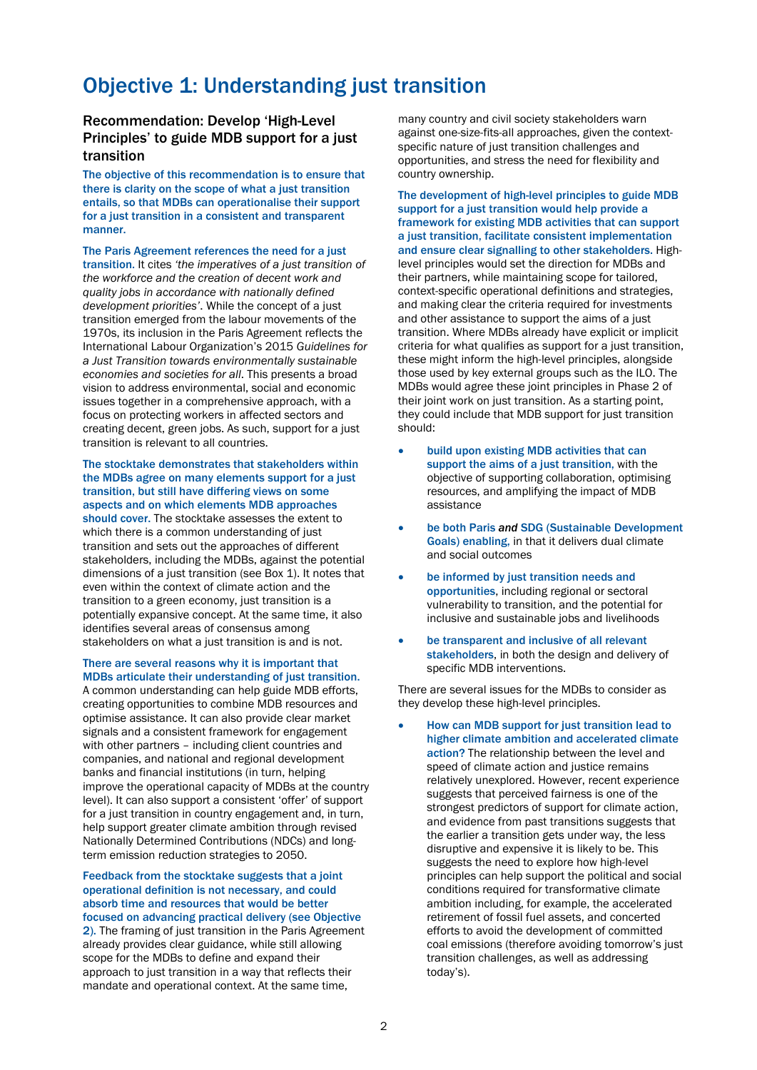# Objective 1: Understanding just transition

## Recommendation: Develop 'High-Level Principles' to guide MDB support for a just transition

**The objective of this recommendation is to ensure that there is clarity on the scope of what a just transition entails, so that MDBs can operationalise their support for a just transition in a consistent and transparent manner.**

**The Paris Agreement references the need for a just transition.** It cites *'the imperatives of a just transition of the workforce and the creation of decent work and quality jobs in accordance with nationally defined development priorities'*. While the concept of a just transition emerged from the labour movements of the 1970s, its inclusion in the Paris Agreement reflects the International Labour Organization's 2015 *Guidelines for a Just Transition towards environmentally sustainable economies and societies for all*. This presents a broad vision to address environmental, social and economic issues together in a comprehensive approach, with a focus on protecting workers in affected sectors and creating decent, green jobs. As such, support for a just transition is relevant to all countries.

**The stocktake demonstrates that stakeholders within the MDBs agree on many elements support for a just transition, but still have differing views on some aspects and on which elements MDB approaches should cover.** The stocktake assesses the extent to which there is a common understanding of just transition and sets out the approaches of different stakeholders, including the MDBs, against the potential dimensions of a just transition (see Box 1). It notes that even within the context of climate action and the transition to a green economy, just transition is a potentially expansive concept. At the same time, it also identifies several areas of consensus among stakeholders on what a just transition is and is not.

**There are several reasons why it is important that MDBs articulate their understanding of just transition.** A common understanding can help guide MDB efforts, creating opportunities to combine MDB resources and optimise assistance. It can also provide clear market signals and a consistent framework for engagement with other partners – including client countries and companies, and national and regional development banks and financial institutions (in turn, helping improve the operational capacity of MDBs at the country level). It can also support a consistent 'offer' of support for a just transition in country engagement and, in turn, help support greater climate ambition through revised Nationally Determined Contributions (NDCs) and long-term emission reduction strategies to 2050.

**Feedback from the stocktake suggests that a joint operational definition is not necessary, and could absorb time and resources that would be better focused on advancing practical delivery (see Objective 2).** The framing of just transition in the Paris Agreement already provides clear guidance, while still allowing scope for the MDBs to define and expand their approach to just transition in a way that reflects their mandate and operational context. At the same time, many country and civil society stakeholders warn against one-size-fits-all approaches, given the context-specific nature of just transition challenges and opportunities, and stress the need for flexibility and country ownership.

**The development of high-level principles to guide MDB support for a just transition would help provide a framework for existing MDB activities that can support a just transition, facilitate consistent implementation and ensure clear signalling to other stakeholders.** High-level principles would set the direction for MDBs and their partners, while maintaining scope for tailored, context-specific operational definitions and strategies, and making clear the criteria required for investments and other assistance to support the aims of a just transition. Where MDBs already have explicit or implicit criteria for what qualifies as support for a just transition, these might inform the high-level principles, alongside those used by key external groups such as the ILO. The MDBs would agree these joint principles in Phase 2 of their joint work on just transition. As a starting point, they could include that MDB support for just transition should:

- **build upon existing MDB activities that can support the aims of a just transition,** with the objective of supporting collaboration, optimising resources, and amplifying the impact of MDB assistance
- **be both Paris *and* SDG (Sustainable Development Goals) enabling,** in that it delivers dual climate and social outcomes
- **be informed by just transition needs and opportunities**, including regional or sectoral vulnerability to transition, and the potential for inclusive and sustainable jobs and livelihoods
- **be transparent and inclusive of all relevant stakeholders**, in both the design and delivery of specific MDB interventions.

There are several issues for the MDBs to consider as they develop these high-level principles.

- **How can MDB support for just transition lead to higher climate ambition and accelerated climate action?** The relationship between the level and speed of climate action and justice remains relatively unexplored. However, recent experience suggests that perceived fairness is one of the strongest predictors of support for climate action, and evidence from past transitions suggests that the earlier a transition gets under way, the less disruptive and expensive it is likely to be. This suggests the need to explore how high-level principles can help support the political and social conditions required for transformative climate ambition including, for example, the accelerated retirement of fossil fuel assets, and concerted efforts to avoid the development of committed coal emissions (therefore avoiding tomorrow's just transition challenges, as well as addressing today's).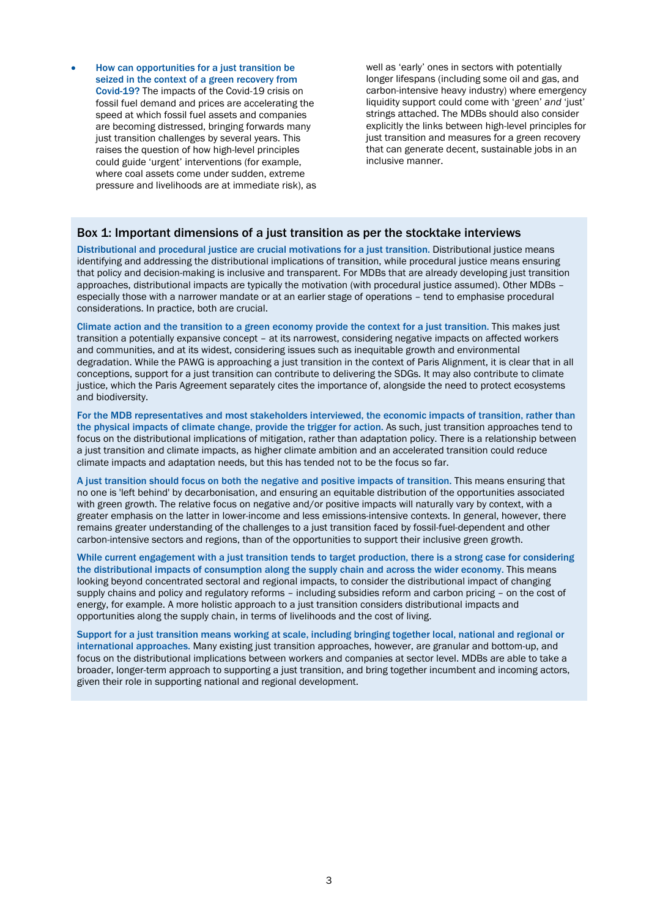- **How can opportunities for a just transition be seized in the context of a green recovery from Covid-19?** The impacts of the Covid-19 crisis on fossil fuel demand and prices are accelerating the speed at which fossil fuel assets and companies are becoming distressed, bringing forwards many just transition challenges by several years. This raises the question of how high-level principles could guide 'urgent' interventions (for example, where coal assets come under sudden, extreme pressure and livelihoods are at immediate risk), as well as 'early' ones in sectors with potentially longer lifespans (including some oil and gas, and carbon-intensive heavy industry) where emergency liquidity support could come with 'green' *and* 'just' strings attached. The MDBs should also consider explicitly the links between high-level principles for just transition and measures for a green recovery that can generate decent, sustainable jobs in an inclusive manner.

### Box 1: Important dimensions of a just transition as per the stocktake interviews

**Distributional and procedural justice are crucial motivations for a just transition.** Distributional justice means identifying and addressing the distributional implications of transition, while procedural justice means ensuring that policy and decision-making is inclusive and transparent. For MDBs that are already developing just transition approaches, distributional impacts are typically the motivation (with procedural justice assumed). Other MDBs – especially those with a narrower mandate or at an earlier stage of operations – tend to emphasise procedural considerations. In practice, both are crucial.

**Climate action and the transition to a green economy provide the context for a just transition.** This makes just transition a potentially expansive concept – at its narrowest, considering negative impacts on affected workers and communities, and at its widest, considering issues such as inequitable growth and environmental degradation. While the PAWG is approaching a just transition in the context of Paris Alignment, it is clear that in all conceptions, support for a just transition can contribute to delivering the SDGs. It may also contribute to climate justice, which the Paris Agreement separately cites the importance of, alongside the need to protect ecosystems and biodiversity.

**For the MDB representatives and most stakeholders interviewed, the economic impacts of transition, rather than the physical impacts of climate change, provide the trigger for action.** As such, just transition approaches tend to focus on the distributional implications of mitigation, rather than adaptation policy. There is a relationship between a just transition and climate impacts, as higher climate ambition and an accelerated transition could reduce climate impacts and adaptation needs, but this has tended not to be the focus so far.

**A just transition should focus on both the negative and positive impacts of transition.** This means ensuring that no one is 'left behind' by decarbonisation, and ensuring an equitable distribution of the opportunities associated with green growth. The relative focus on negative and/or positive impacts will naturally vary by context, with a greater emphasis on the latter in lower-income and less emissions-intensive contexts. In general, however, there remains greater understanding of the challenges to a just transition faced by fossil-fuel-dependent and other carbon-intensive sectors and regions, than of the opportunities to support their inclusive green growth.

**While current engagement with a just transition tends to target production, there is a strong case for considering the distributional impacts of consumption along the supply chain and across the wider economy.** This means looking beyond concentrated sectoral and regional impacts, to consider the distributional impact of changing supply chains and policy and regulatory reforms – including subsidies reform and carbon pricing – on the cost of energy, for example. A more holistic approach to a just transition considers distributional impacts and opportunities along the supply chain, in terms of livelihoods and the cost of living.

**Support for a just transition means working at scale, including bringing together local, national and regional or international approaches.** Many existing just transition approaches, however, are granular and bottom-up, and focus on the distributional implications between workers and companies at sector level. MDBs are able to take a broader, longer-term approach to supporting a just transition, and bring together incumbent and incoming actors, given their role in supporting national and regional development.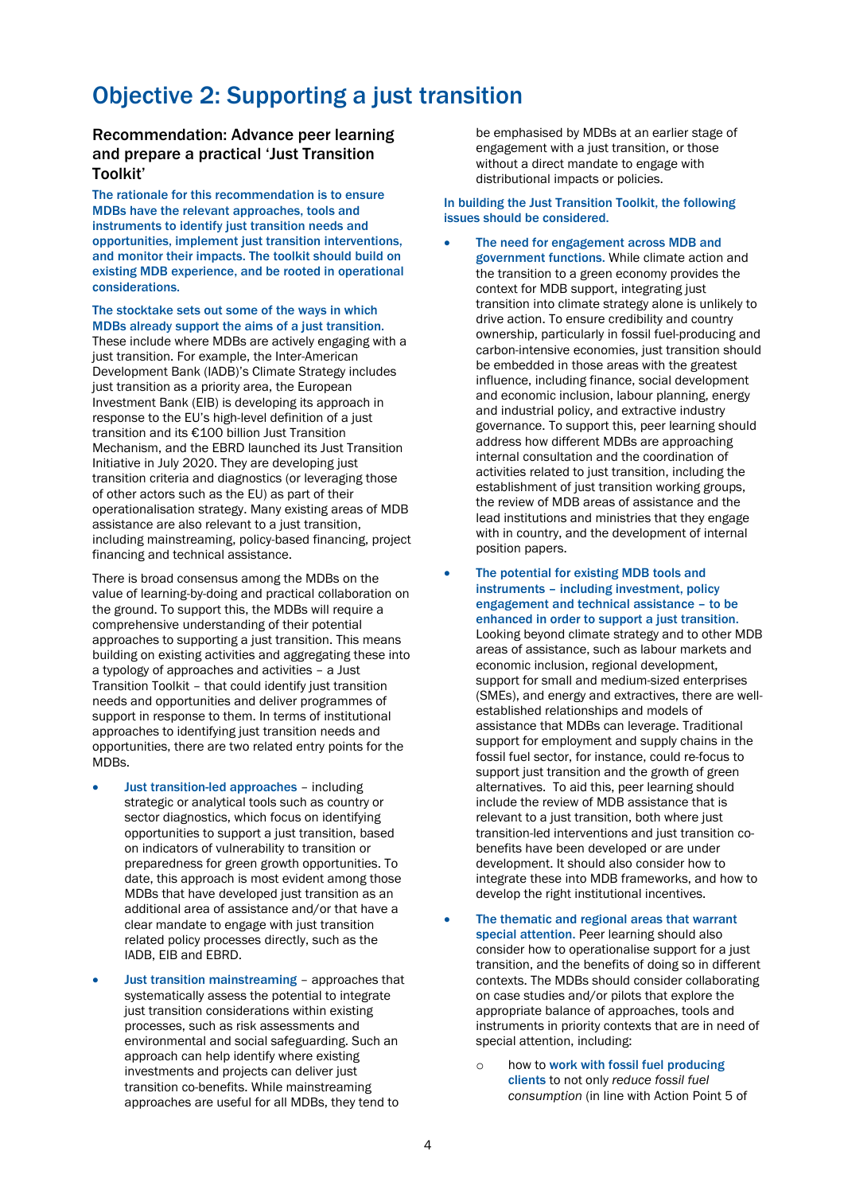# Objective 2: Supporting a just transition

## Recommendation: Advance peer learning and prepare a practical 'Just Transition Toolkit'

**The rationale for this recommendation is to ensure MDBs have the relevant approaches, tools and instruments to identify just transition needs and opportunities, implement just transition interventions, and monitor their impacts. The toolkit should build on existing MDB experience, and be rooted in operational considerations.**

**The stocktake sets out some of the ways in which MDBs already support the aims of a just transition.** These include where MDBs are actively engaging with a just transition. For example, the Inter-American Development Bank (IADB)'s Climate Strategy includes just transition as a priority area, the European Investment Bank (EIB) is developing its approach in response to the EU's high-level definition of a just transition and its €100 billion Just Transition Mechanism, and the EBRD launched its Just Transition Initiative in July 2020. They are developing just transition criteria and diagnostics (or leveraging those of other actors such as the EU) as part of their operationalisation strategy. Many existing areas of MDB assistance are also relevant to a just transition, including mainstreaming, policy-based financing, project financing and technical assistance.

There is broad consensus among the MDBs on the value of learning-by-doing and practical collaboration on the ground. To support this, the MDBs will require a comprehensive understanding of their potential approaches to supporting a just transition. This means building on existing activities and aggregating these into a typology of approaches and activities – a Just Transition Toolkit – that could identify just transition needs and opportunities and deliver programmes of support in response to them. In terms of institutional approaches to identifying just transition needs and opportunities, there are two related entry points for the MDBs.

- **Just transition-led approaches** – including strategic or analytical tools such as country or sector diagnostics, which focus on identifying opportunities to support a just transition, based on indicators of vulnerability to transition or preparedness for green growth opportunities. To date, this approach is most evident among those MDBs that have developed just transition as an additional area of assistance and/or that have a clear mandate to engage with just transition related policy processes directly, such as the IADB, EIB and EBRD.
- **Just transition mainstreaming** – approaches that systematically assess the potential to integrate just transition considerations within existing processes, such as risk assessments and environmental and social safeguarding. Such an approach can help identify where existing investments and projects can deliver just transition co-benefits. While mainstreaming approaches are useful for all MDBs, they tend to be emphasised by MDBs at an earlier stage of engagement with a just transition, or those without a direct mandate to engage with distributional impacts or policies.

**In building the Just Transition Toolkit, the following issues should be considered.**

- **The need for engagement across MDB and government functions.** While climate action and the transition to a green economy provides the context for MDB support, integrating just transition into climate strategy alone is unlikely to drive action. To ensure credibility and country ownership, particularly in fossil fuel-producing and carbon-intensive economies, just transition should be embedded in those areas with the greatest influence, including finance, social development and economic inclusion, labour planning, energy and industrial policy, and extractive industry governance. To support this, peer learning should address how different MDBs are approaching internal consultation and the coordination of activities related to just transition, including the establishment of just transition working groups, the review of MDB areas of assistance and the lead institutions and ministries that they engage with in country, and the development of internal position papers.
- **The potential for existing MDB tools and instruments – including investment, policy engagement and technical assistance – to be enhanced in order to support a just transition.** Looking beyond climate strategy and to other MDB areas of assistance, such as labour markets and economic inclusion, regional development, support for small and medium-sized enterprises (SMEs), and energy and extractives, there are well-established relationships and models of assistance that MDBs can leverage. Traditional support for employment and supply chains in the fossil fuel sector, for instance, could re-focus to support just transition and the growth of green alternatives. To aid this, peer learning should include the review of MDB assistance that is relevant to a just transition, both where just transition-led interventions and just transition co-benefits have been developed or are under development. It should also consider how to integrate these into MDB frameworks, and how to develop the right institutional incentives.
- **The thematic and regional areas that warrant special attention.** Peer learning should also consider how to operationalise support for a just transition, and the benefits of doing so in different contexts. The MDBs should consider collaborating on case studies and/or pilots that explore the appropriate balance of approaches, tools and instruments in priority contexts that are in need of special attention, including:
  - how to **work with fossil fuel producing clients** to not only *reduce fossil fuel consumption* (in line with Action Point 5 of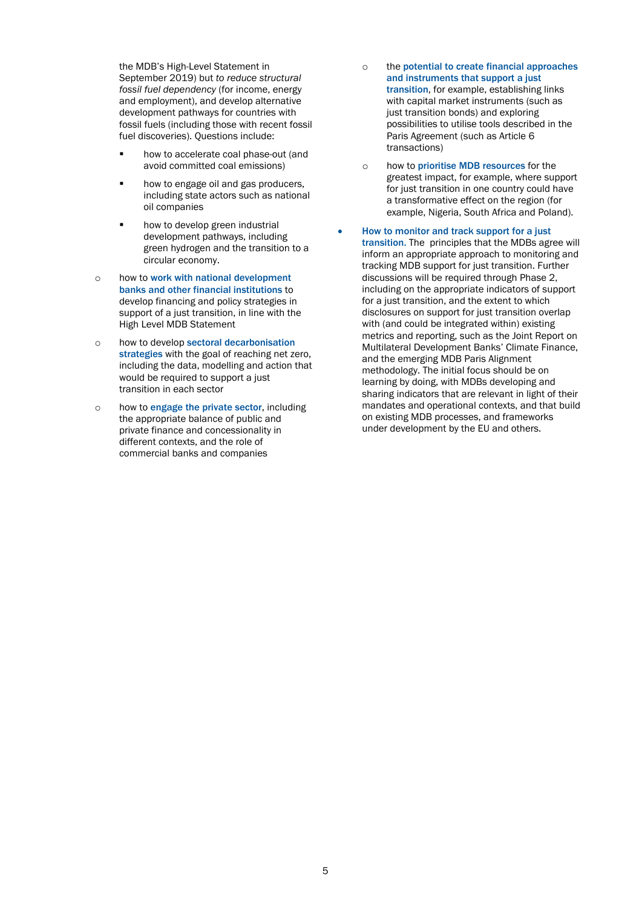the MDB's High-Level Statement in September 2019) but *to reduce structural fossil fuel dependency* (for income, energy and employment), and develop alternative development pathways for countries with fossil fuels (including those with recent fossil fuel discoveries). Questions include:

    - how to accelerate coal phase-out (and avoid committed coal emissions)
    - how to engage oil and gas producers, including state actors such as national oil companies
    - how to develop green industrial development pathways, including green hydrogen and the transition to a circular economy.

  - how to **work with national development banks and other financial institutions** to develop financing and policy strategies in support of a just transition, in line with the High Level MDB Statement
  - how to develop **sectoral decarbonisation strategies** with the goal of reaching net zero, including the data, modelling and action that would be required to support a just transition in each sector
  - how to **engage the private sector**, including the appropriate balance of public and private finance and concessionality in different contexts, and the role of commercial banks and companies
  - the **potential to create financial approaches and instruments that support a just transition**, for example, establishing links with capital market instruments (such as just transition bonds) and exploring possibilities to utilise tools described in the Paris Agreement (such as Article 6 transactions)
  - how to **prioritise MDB resources** for the greatest impact, for example, where support for just transition in one country could have a transformative effect on the region (for example, Nigeria, South Africa and Poland).

- **How to monitor and track support for a just transition.** The principles that the MDBs agree will inform an appropriate approach to monitoring and tracking MDB support for just transition. Further discussions will be required through Phase 2, including on the appropriate indicators of support for a just transition, and the extent to which disclosures on support for just transition overlap with (and could be integrated within) existing metrics and reporting, such as the Joint Report on Multilateral Development Banks' Climate Finance, and the emerging MDB Paris Alignment methodology. The initial focus should be on learning by doing, with MDBs developing and sharing indicators that are relevant in light of their mandates and operational contexts, and that build on existing MDB processes, and frameworks under development by the EU and others.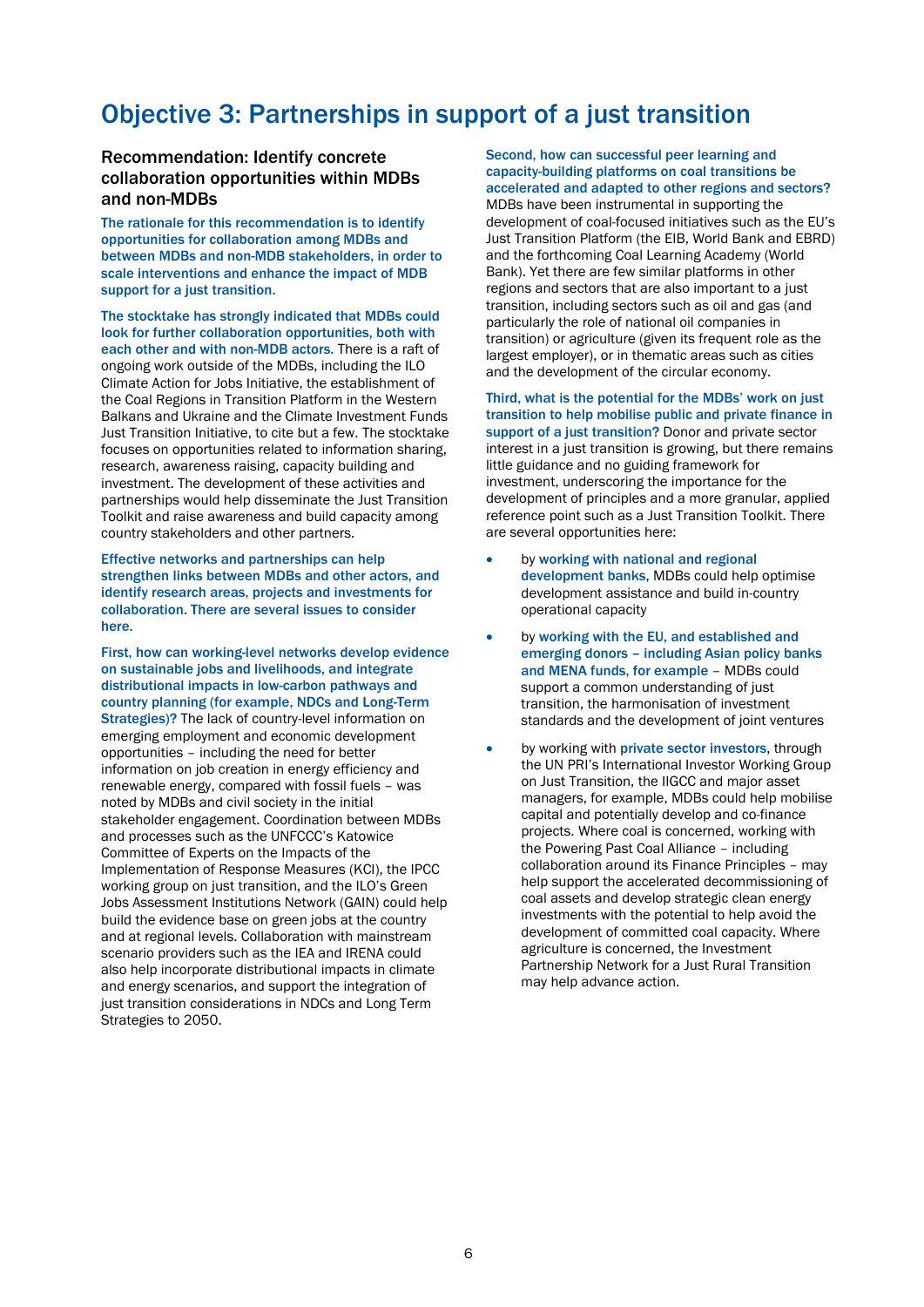# Objective 3: Partnerships in support of a just transition

## Recommendation: Identify concrete collaboration opportunities within MDBs and non-MDBs

**The rationale for this recommendation is to identify opportunities for collaboration among MDBs and between MDBs and non-MDB stakeholders, in order to scale interventions and enhance the impact of MDB support for a just transition.**

**The stocktake has strongly indicated that MDBs could look for further collaboration opportunities, both with each other and with non-MDB actors.** There is a raft of ongoing work outside of the MDBs, including the ILO Climate Action for Jobs Initiative, the establishment of the Coal Regions in Transition Platform in the Western Balkans and Ukraine and the Climate Investment Funds Just Transition Initiative, to cite but a few. The stocktake focuses on opportunities related to information sharing, research, awareness raising, capacity building and investment. The development of these activities and partnerships would help disseminate the Just Transition Toolkit and raise awareness and build capacity among country stakeholders and other partners.

**Effective networks and partnerships can help strengthen links between MDBs and other actors, and identify research areas, projects and investments for collaboration. There are several issues to consider here.**

**First, how can working-level networks develop evidence on sustainable jobs and livelihoods, and integrate distributional impacts in low-carbon pathways and country planning (for example, NDCs and Long-Term Strategies)?** The lack of country-level information on emerging employment and economic development opportunities – including the need for better information on job creation in energy efficiency and renewable energy, compared with fossil fuels – was noted by MDBs and civil society in the initial stakeholder engagement. Coordination between MDBs and processes such as the UNFCCC's Katowice Committee of Experts on the Impacts of the Implementation of Response Measures (KCI), the IPCC working group on just transition, and the ILO's Green Jobs Assessment Institutions Network (GAIN) could help build the evidence base on green jobs at the country and at regional levels. Collaboration with mainstream scenario providers such as the IEA and IRENA could also help incorporate distributional impacts in climate and energy scenarios, and support the integration of just transition considerations in NDCs and Long Term Strategies to 2050.

**Second, how can successful peer learning and capacity-building platforms on coal transitions be accelerated and adapted to other regions and sectors?** MDBs have been instrumental in supporting the development of coal-focused initiatives such as the EU's Just Transition Platform (the EIB, World Bank and EBRD) and the forthcoming Coal Learning Academy (World Bank). Yet there are few similar platforms in other regions and sectors that are also important to a just transition, including sectors such as oil and gas (and particularly the role of national oil companies in transition) or agriculture (given its frequent role as the largest employer), or in thematic areas such as cities and the development of the circular economy.

**Third, what is the potential for the MDBs' work on just transition to help mobilise public and private finance in support of a just transition?** Donor and private sector interest in a just transition is growing, but there remains little guidance and no guiding framework for investment, underscoring the importance for the development of principles and a more granular, applied reference point such as a Just Transition Toolkit. There are several opportunities here:

- by **working with national and regional development banks**, MDBs could help optimise development assistance and build in-country operational capacity
- by **working with the EU, and established and emerging donors – including Asian policy banks and MENA funds, for example** – MDBs could support a common understanding of just transition, the harmonisation of investment standards and the development of joint ventures
- by working with **private sector investors**, through the UN PRI's International Investor Working Group on Just Transition, the IIGCC and major asset managers, for example, MDBs could help mobilise capital and potentially develop and co-finance projects. Where coal is concerned, working with the Powering Past Coal Alliance – including collaboration around its Finance Principles – may help support the accelerated decommissioning of coal assets and develop strategic clean energy investments with the potential to help avoid the development of committed coal capacity. Where agriculture is concerned, the Investment Partnership Network for a Just Rural Transition may help advance action.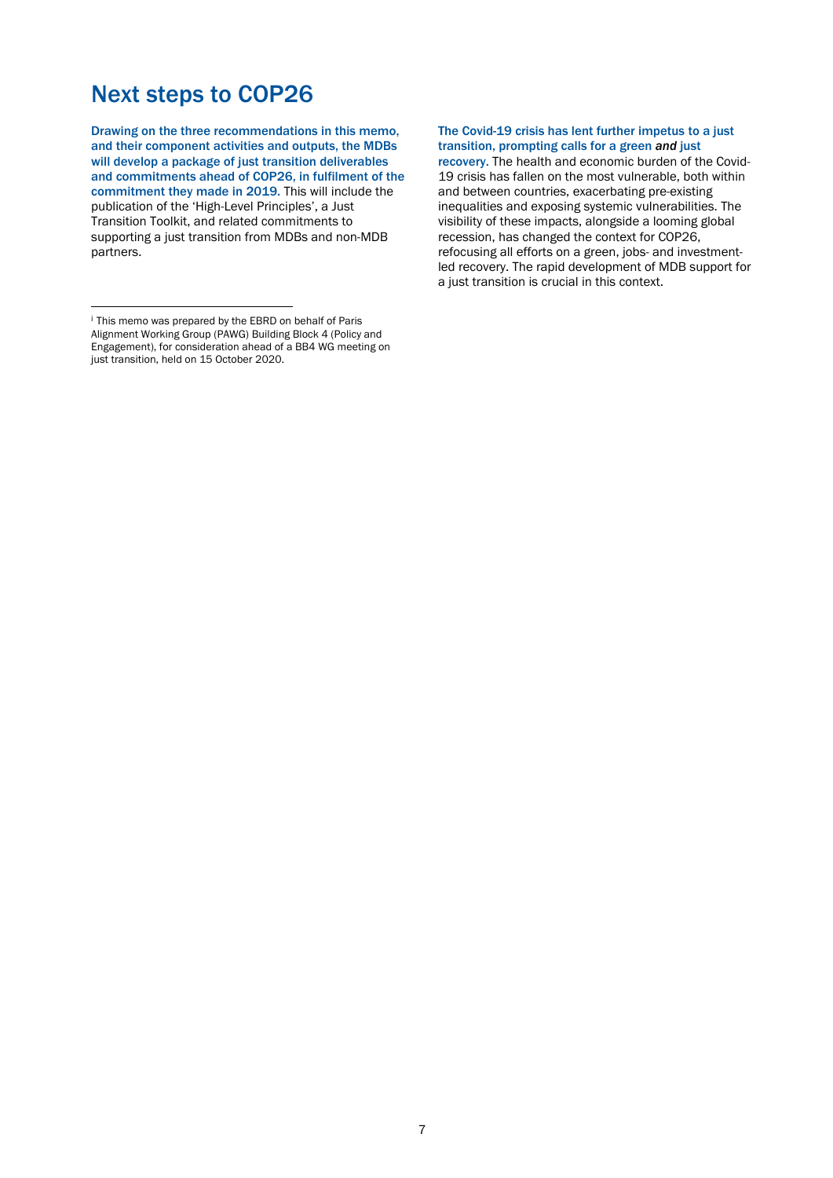# Next steps to COP26

**Drawing on the three recommendations in this memo, and their component activities and outputs, the MDBs will develop a package of just transition deliverables and commitments ahead of COP26, in fulfilment of the commitment they made in 2019.** This will include the publication of the 'High-Level Principles', a Just Transition Toolkit, and related commitments to supporting a just transition from MDBs and non-MDB partners.

**The Covid-19 crisis has lent further impetus to a just transition, prompting calls for a green *and* just recovery.** The health and economic burden of the Covid-19 crisis has fallen on the most vulnerable, both within and between countries, exacerbating pre-existing inequalities and exposing systemic vulnerabilities. The visibility of these impacts, alongside a looming global recession, has changed the context for COP26, refocusing all efforts on a green, jobs- and investment-led recovery. The rapid development of MDB support for a just transition is crucial in this context.

---

[i] This memo was prepared by the EBRD on behalf of Paris Alignment Working Group (PAWG) Building Block 4 (Policy and Engagement), for consideration ahead of a BB4 WG meeting on just transition, held on 15 October 2020.